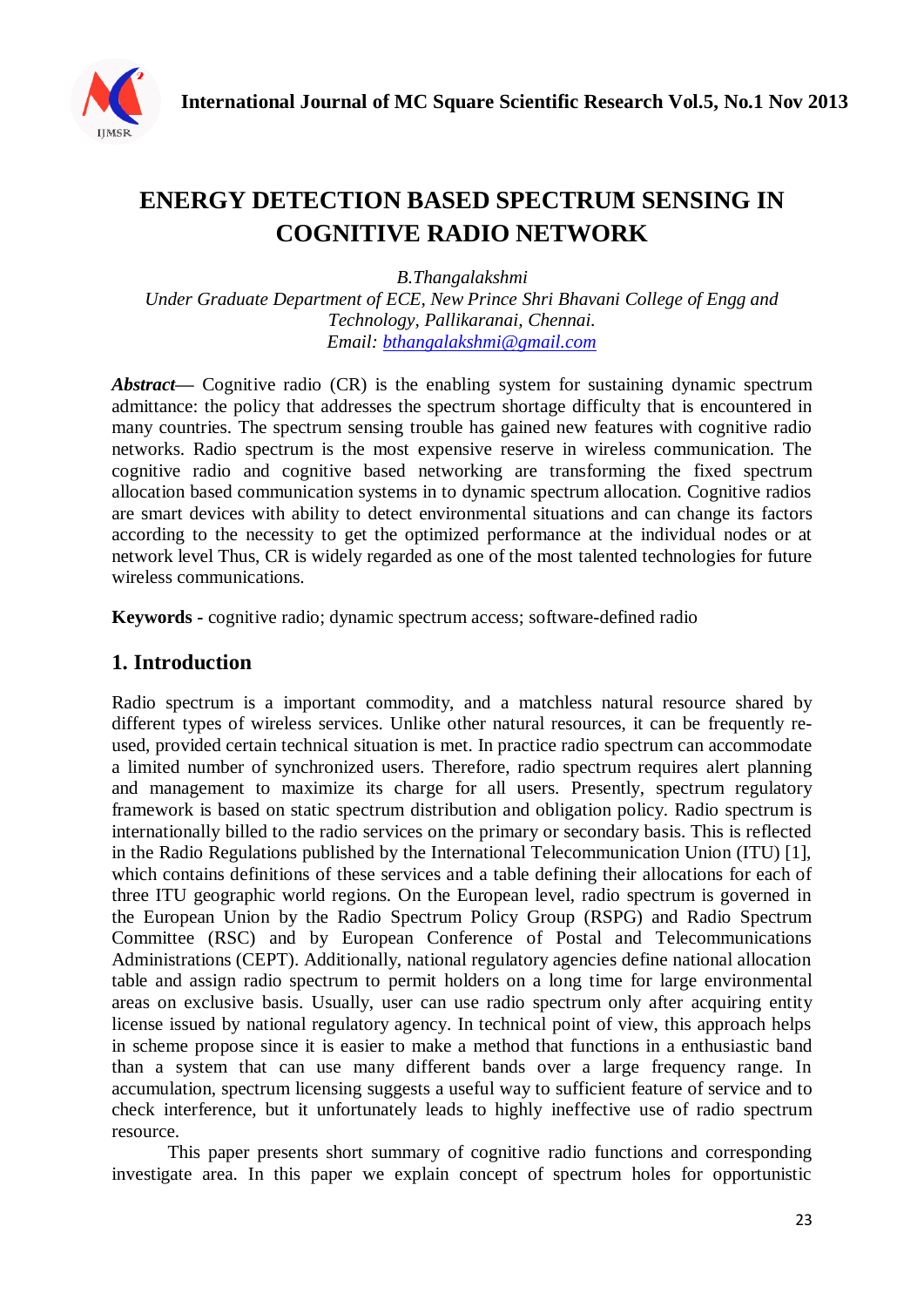# ENERGY DETECTION BASED SPECTRUM SENSING IN COGNITIVE RADIO NETWORK

*B.Thangalakshmi*
*Under Graduate Department of ECE, New Prince Shri Bhavani College of Engg and Technology, Pallikaranai, Chennai.*
*Email: bthangalakshmi@gmail.com*

***Abstract***— Cognitive radio (CR) is the enabling system for sustaining dynamic spectrum admittance: the policy that addresses the spectrum shortage difficulty that is encountered in many countries. The spectrum sensing trouble has gained new features with cognitive radio networks. Radio spectrum is the most expensive reserve in wireless communication. The cognitive radio and cognitive based networking are transforming the fixed spectrum allocation based communication systems in to dynamic spectrum allocation. Cognitive radios are smart devices with ability to detect environmental situations and can change its factors according to the necessity to get the optimized performance at the individual nodes or at network level Thus, CR is widely regarded as one of the most talented technologies for future wireless communications.

**Keywords -** cognitive radio; dynamic spectrum access; software-defined radio

## 1. Introduction

Radio spectrum is a important commodity, and a matchless natural resource shared by different types of wireless services. Unlike other natural resources, it can be frequently re-used, provided certain technical situation is met. In practice radio spectrum can accommodate a limited number of synchronized users. Therefore, radio spectrum requires alert planning and management to maximize its charge for all users. Presently, spectrum regulatory framework is based on static spectrum distribution and obligation policy. Radio spectrum is internationally billed to the radio services on the primary or secondary basis. This is reflected in the Radio Regulations published by the International Telecommunication Union (ITU) [1], which contains definitions of these services and a table defining their allocations for each of three ITU geographic world regions. On the European level, radio spectrum is governed in the European Union by the Radio Spectrum Policy Group (RSPG) and Radio Spectrum Committee (RSC) and by European Conference of Postal and Telecommunications Administrations (CEPT). Additionally, national regulatory agencies define national allocation table and assign radio spectrum to permit holders on a long time for large environmental areas on exclusive basis. Usually, user can use radio spectrum only after acquiring entity license issued by national regulatory agency. In technical point of view, this approach helps in scheme propose since it is easier to make a method that functions in a enthusiastic band than a system that can use many different bands over a large frequency range. In accumulation, spectrum licensing suggests a useful way to sufficient feature of service and to check interference, but it unfortunately leads to highly ineffective use of radio spectrum resource.

This paper presents short summary of cognitive radio functions and corresponding investigate area. In this paper we explain concept of spectrum holes for opportunistic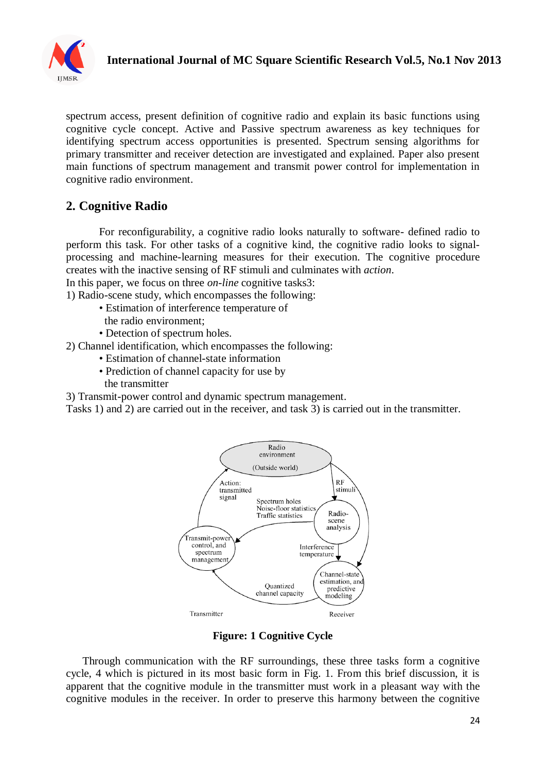spectrum access, present definition of cognitive radio and explain its basic functions using cognitive cycle concept. Active and Passive spectrum awareness as key techniques for identifying spectrum access opportunities is presented. Spectrum sensing algorithms for primary transmitter and receiver detection are investigated and explained. Paper also present main functions of spectrum management and transmit power control for implementation in cognitive radio environment.

## 2. Cognitive Radio

For reconfigurability, a cognitive radio looks naturally to software- defined radio to perform this task. For other tasks of a cognitive kind, the cognitive radio looks to signal-processing and machine-learning measures for their execution. The cognitive procedure creates with the inactive sensing of RF stimuli and culminates with *action*.

In this paper, we focus on three *on-line* cognitive tasks3:

1) Radio-scene study, which encompasses the following:
   - Estimation of interference temperature of the radio environment;
   - Detection of spectrum holes.

2) Channel identification, which encompasses the following:
   - Estimation of channel-state information
   - Prediction of channel capacity for use by the transmitter

3) Transmit-power control and dynamic spectrum management.

Tasks 1) and 2) are carried out in the receiver, and task 3) is carried out in the transmitter.

**Figure: 1 Cognitive Cycle**

Through communication with the RF surroundings, these three tasks form a cognitive cycle, 4 which is pictured in its most basic form in Fig. 1. From this brief discussion, it is apparent that the cognitive module in the transmitter must work in a pleasant way with the cognitive modules in the receiver. In order to preserve this harmony between the cognitive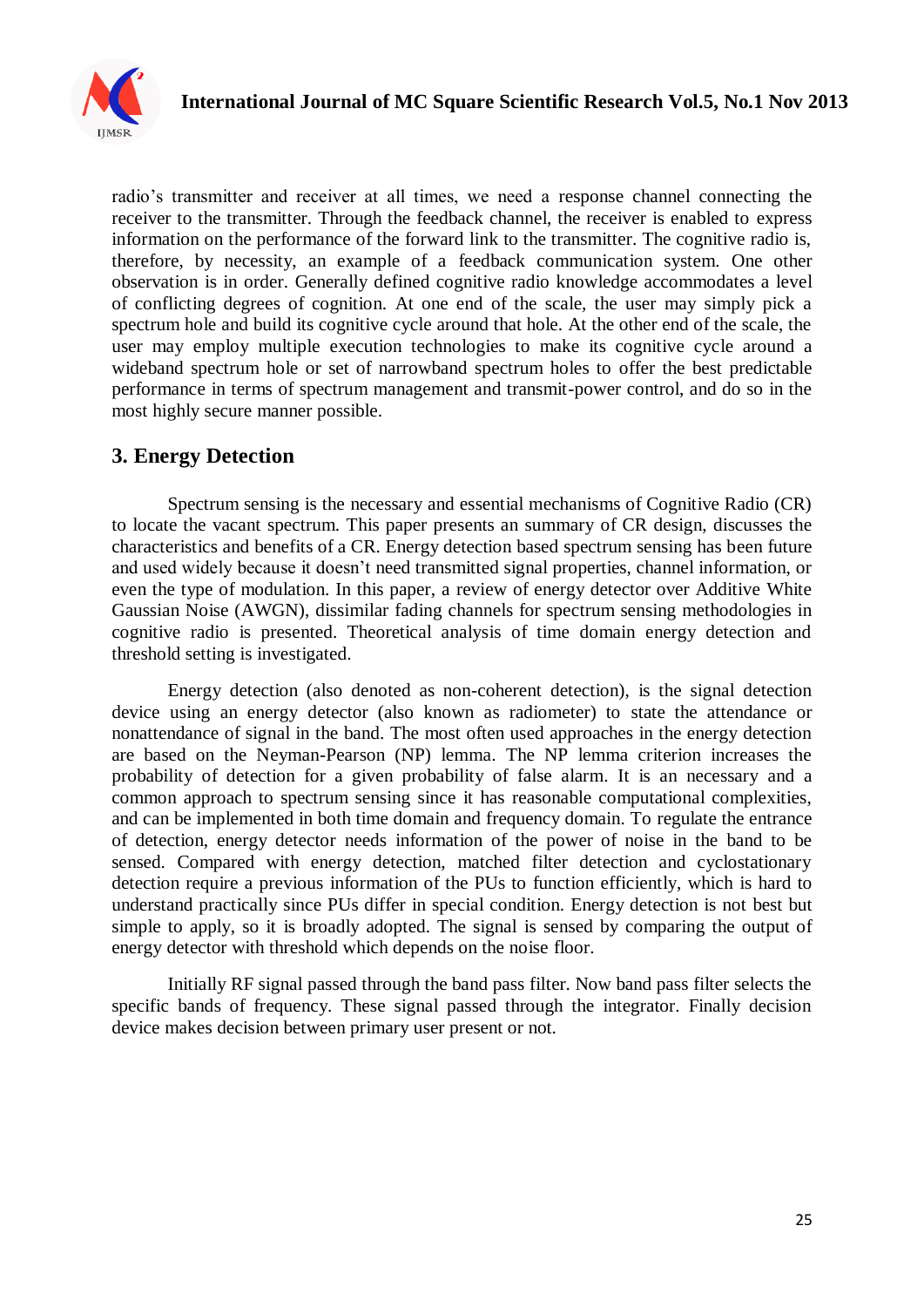radio's transmitter and receiver at all times, we need a response channel connecting the receiver to the transmitter. Through the feedback channel, the receiver is enabled to express information on the performance of the forward link to the transmitter. The cognitive radio is, therefore, by necessity, an example of a feedback communication system. One other observation is in order. Generally defined cognitive radio knowledge accommodates a level of conflicting degrees of cognition. At one end of the scale, the user may simply pick a spectrum hole and build its cognitive cycle around that hole. At the other end of the scale, the user may employ multiple execution technologies to make its cognitive cycle around a wideband spectrum hole or set of narrowband spectrum holes to offer the best predictable performance in terms of spectrum management and transmit-power control, and do so in the most highly secure manner possible.

## 3. Energy Detection

Spectrum sensing is the necessary and essential mechanisms of Cognitive Radio (CR) to locate the vacant spectrum. This paper presents an summary of CR design, discusses the characteristics and benefits of a CR. Energy detection based spectrum sensing has been future and used widely because it doesn't need transmitted signal properties, channel information, or even the type of modulation. In this paper, a review of energy detector over Additive White Gaussian Noise (AWGN), dissimilar fading channels for spectrum sensing methodologies in cognitive radio is presented. Theoretical analysis of time domain energy detection and threshold setting is investigated.

Energy detection (also denoted as non-coherent detection), is the signal detection device using an energy detector (also known as radiometer) to state the attendance or nonattendance of signal in the band. The most often used approaches in the energy detection are based on the Neyman-Pearson (NP) lemma. The NP lemma criterion increases the probability of detection for a given probability of false alarm. It is an necessary and a common approach to spectrum sensing since it has reasonable computational complexities, and can be implemented in both time domain and frequency domain. To regulate the entrance of detection, energy detector needs information of the power of noise in the band to be sensed. Compared with energy detection, matched filter detection and cyclostationary detection require a previous information of the PUs to function efficiently, which is hard to understand practically since PUs differ in special condition. Energy detection is not best but simple to apply, so it is broadly adopted. The signal is sensed by comparing the output of energy detector with threshold which depends on the noise floor.

Initially RF signal passed through the band pass filter. Now band pass filter selects the specific bands of frequency. These signal passed through the integrator. Finally decision device makes decision between primary user present or not.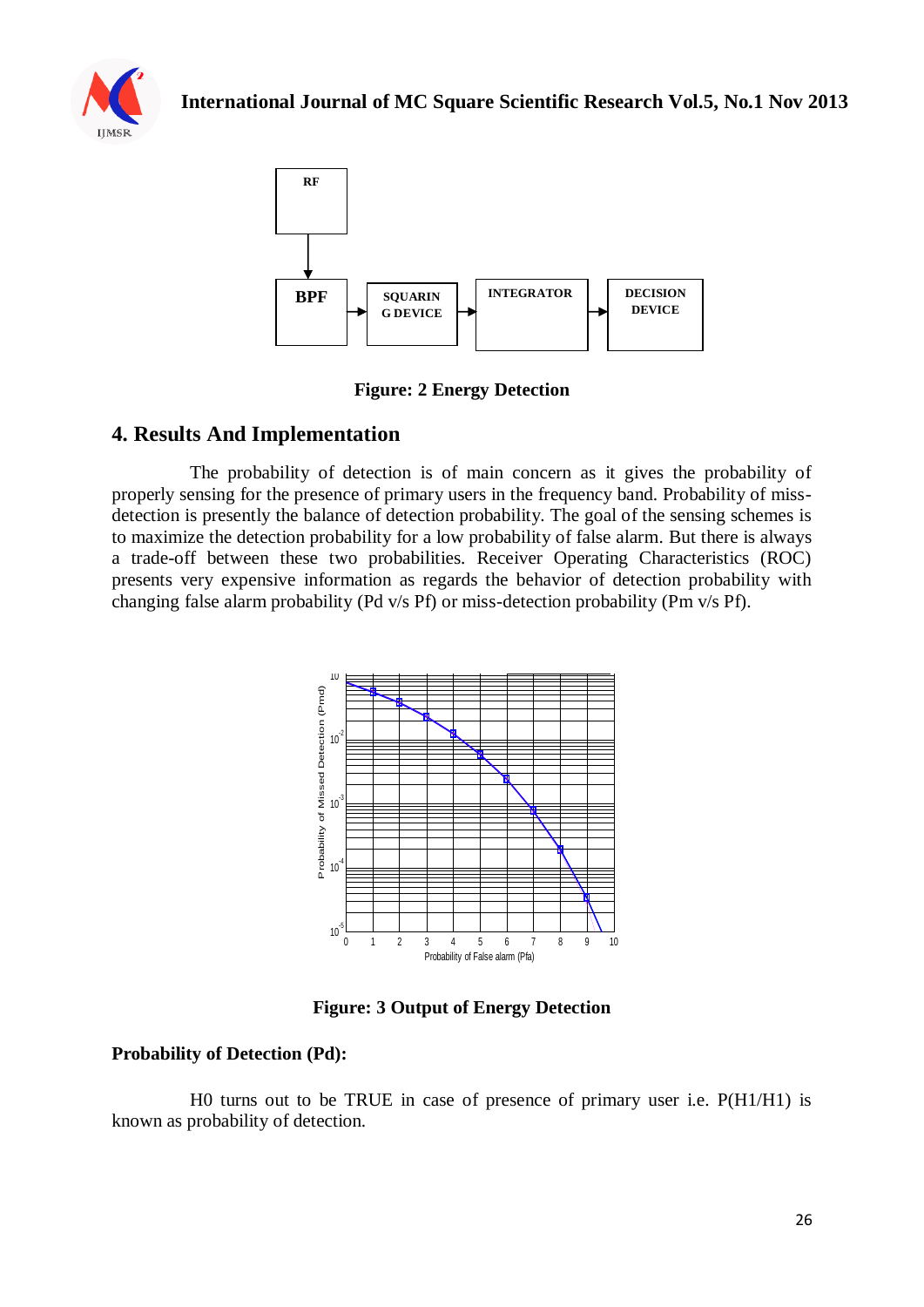RF

BPF → SQUARIN G DEVICE → INTEGRATOR → DECISION DEVICE

**Figure: 2 Energy Detection**

## 4. Results And Implementation

The probability of detection is of main concern as it gives the probability of properly sensing for the presence of primary users in the frequency band. Probability of miss-detection is presently the balance of detection probability. The goal of the sensing schemes is to maximize the detection probability for a low probability of false alarm. But there is always a trade-off between these two probabilities. Receiver Operating Characteristics (ROC) presents very expensive information as regards the behavior of detection probability with changing false alarm probability (Pd v/s Pf) or miss-detection probability (Pm v/s Pf).

**Figure: 3 Output of Energy Detection**

**Probability of Detection (Pd):**

H0 turns out to be TRUE in case of presence of primary user i.e. P(H1/H1) is known as probability of detection.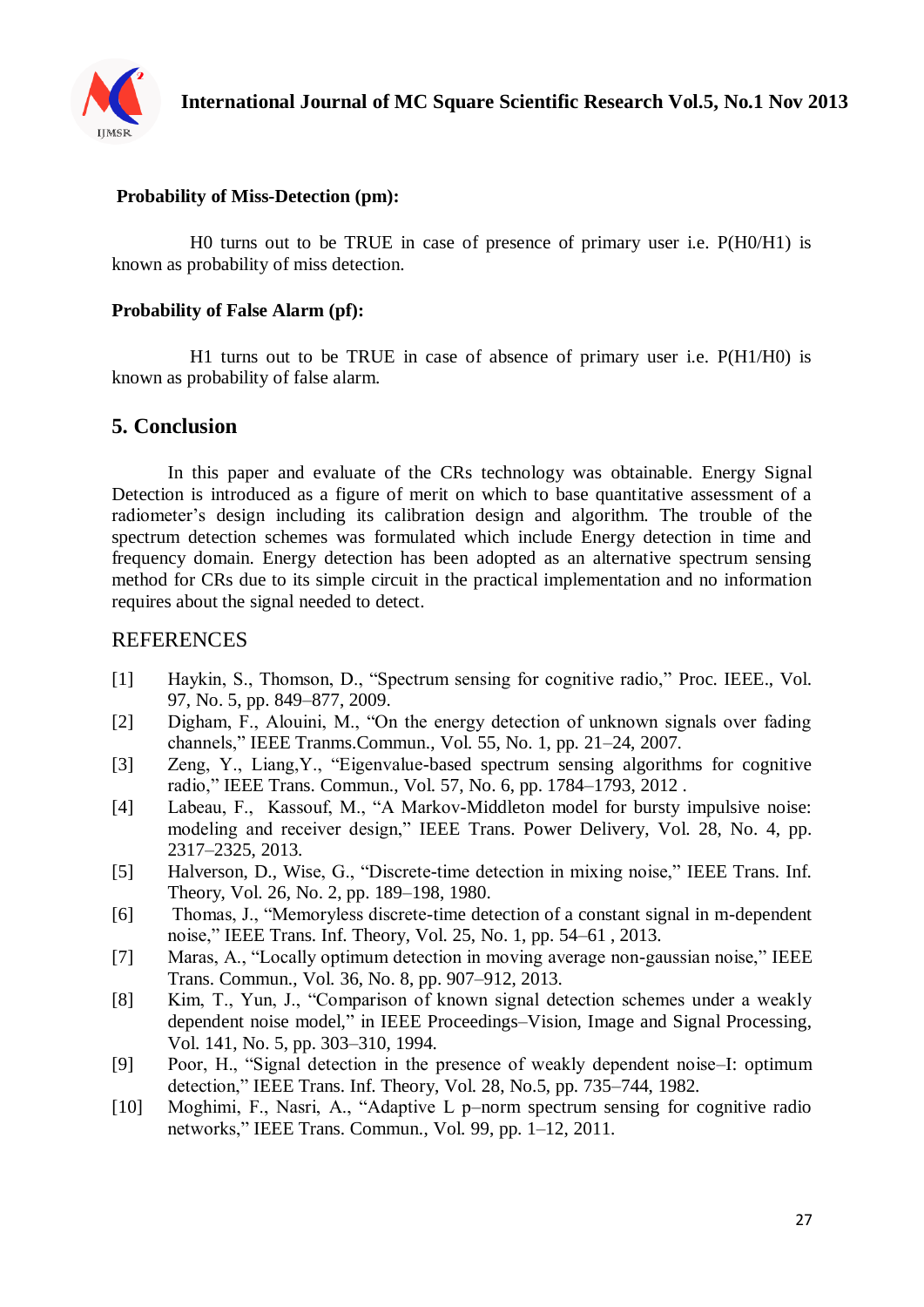**Probability of Miss-Detection (pm):**

H0 turns out to be TRUE in case of presence of primary user i.e. P(H0/H1) is known as probability of miss detection.

**Probability of False Alarm (pf):**

H1 turns out to be TRUE in case of absence of primary user i.e. P(H1/H0) is known as probability of false alarm.

## 5. Conclusion

In this paper and evaluate of the CRs technology was obtainable. Energy Signal Detection is introduced as a figure of merit on which to base quantitative assessment of a radiometer's design including its calibration design and algorithm. The trouble of the spectrum detection schemes was formulated which include Energy detection in time and frequency domain. Energy detection has been adopted as an alternative spectrum sensing method for CRs due to its simple circuit in the practical implementation and no information requires about the signal needed to detect.

## REFERENCES

[1] Haykin, S., Thomson, D., "Spectrum sensing for cognitive radio," Proc. IEEE., Vol. 97, No. 5, pp. 849–877, 2009.

[2] Digham, F., Alouini, M., "On the energy detection of unknown signals over fading channels," IEEE Tranms.Commun., Vol. 55, No. 1, pp. 21–24, 2007.

[3] Zeng, Y., Liang,Y., "Eigenvalue-based spectrum sensing algorithms for cognitive radio," IEEE Trans. Commun., Vol. 57, No. 6, pp. 1784–1793, 2012 .

[4] Labeau, F., Kassouf, M., "A Markov-Middleton model for bursty impulsive noise: modeling and receiver design," IEEE Trans. Power Delivery, Vol. 28, No. 4, pp. 2317–2325, 2013.

[5] Halverson, D., Wise, G., "Discrete-time detection in mixing noise," IEEE Trans. Inf. Theory, Vol. 26, No. 2, pp. 189–198, 1980.

[6] Thomas, J., "Memoryless discrete-time detection of a constant signal in m-dependent noise," IEEE Trans. Inf. Theory, Vol. 25, No. 1, pp. 54–61 , 2013.

[7] Maras, A., "Locally optimum detection in moving average non-gaussian noise," IEEE Trans. Commun., Vol. 36, No. 8, pp. 907–912, 2013.

[8] Kim, T., Yun, J., "Comparison of known signal detection schemes under a weakly dependent noise model," in IEEE Proceedings–Vision, Image and Signal Processing, Vol. 141, No. 5, pp. 303–310, 1994.

[9] Poor, H., "Signal detection in the presence of weakly dependent noise–I: optimum detection," IEEE Trans. Inf. Theory, Vol. 28, No.5, pp. 735–744, 1982.

[10] Moghimi, F., Nasri, A., "Adaptive L p–norm spectrum sensing for cognitive radio networks," IEEE Trans. Commun., Vol. 99, pp. 1–12, 2011.